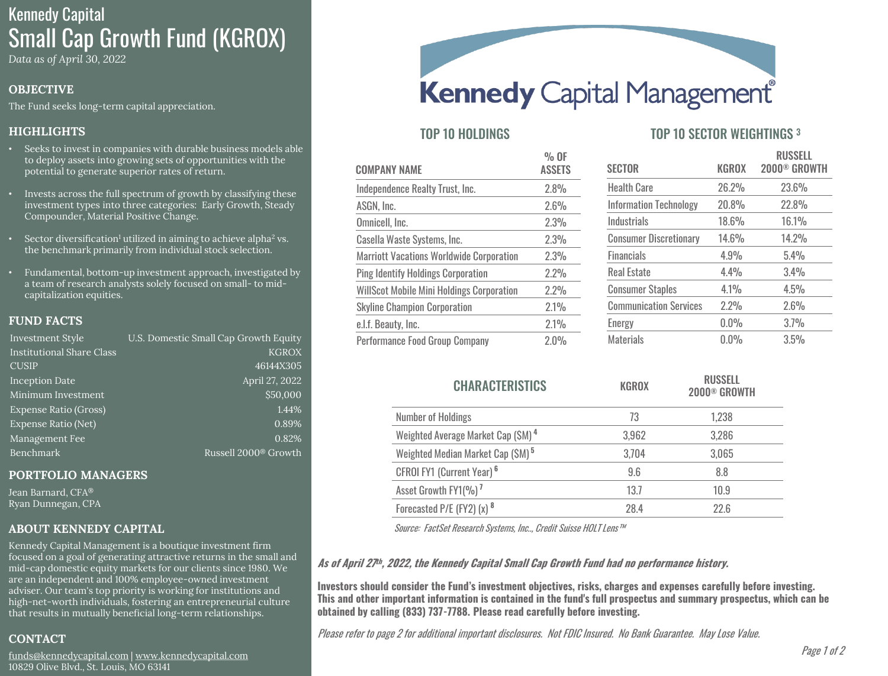# Kennedy Capital
# Small Cap Growth Fund (KGROX)

*Data as of April 30, 2022*

## OBJECTIVE

The Fund seeks long-term capital appreciation.

## HIGHLIGHTS

- Seeks to invest in companies with durable business models able to deploy assets into growing sets of opportunities with the potential to generate superior rates of return.
- Invests across the full spectrum of growth by classifying these investment types into three categories: Early Growth, Steady Compounder, Material Positive Change.
- Sector diversification[1] utilized in aiming to achieve alpha[2] vs. the benchmark primarily from individual stock selection.
- Fundamental, bottom-up investment approach, investigated by a team of research analysts solely focused on small- to mid-capitalization equities.

## FUND FACTS

| | |
|---|---|
| Investment Style | U.S. Domestic Small Cap Growth Equity |
| Institutional Share Class | KGROX |
| CUSIP | 46144X305 |
| Inception Date | April 27, 2022 |
| Minimum Investment | $50,000 |
| Expense Ratio (Gross) | 1.44% |
| Expense Ratio (Net) | 0.89% |
| Management Fee | 0.82% |
| Benchmark | Russell 2000® Growth |

## PORTFOLIO MANAGERS

Jean Barnard, CFA®
Ryan Dunnegan, CPA

## ABOUT KENNEDY CAPITAL

Kennedy Capital Management is a boutique investment firm focused on a goal of generating attractive returns in the small and mid-cap domestic equity markets for our clients since 1980. We are an independent and 100% employee-owned investment adviser. Our team's top priority is working for institutions and high-net-worth individuals, fostering an entrepreneurial culture that results in mutually beneficial long-term relationships.

## CONTACT

funds@kennedycapital.com | www.kennedycapital.com
10829 Olive Blvd., St. Louis, MO 63141

**Kennedy** Capital Management®

## TOP 10 HOLDINGS

| COMPANY NAME | % OF ASSETS |
|---|---|
| Independence Realty Trust, Inc. | 2.8% |
| ASGN, Inc. | 2.6% |
| Omnicell, Inc. | 2.3% |
| Casella Waste Systems, Inc. | 2.3% |
| Marriott Vacations Worldwide Corporation | 2.3% |
| Ping Identify Holdings Corporation | 2.2% |
| WillScot Mobile Mini Holdings Corporation | 2.2% |
| Skyline Champion Corporation | 2.1% |
| e.l.f. Beauty, Inc. | 2.1% |
| Performance Food Group Company | 2.0% |

## TOP 10 SECTOR WEIGHTINGS [3]

| SECTOR | KGROX | RUSSELL 2000® GROWTH |
|---|---|---|
| Health Care | 26.2% | 23.6% |
| Information Technology | 20.8% | 22.8% |
| Industrials | 18.6% | 16.1% |
| Consumer Discretionary | 14.6% | 14.2% |
| Financials | 4.9% | 5.4% |
| Real Estate | 4.4% | 3.4% |
| Consumer Staples | 4.1% | 4.5% |
| Communication Services | 2.2% | 2.6% |
| Energy | 0.0% | 3.7% |
| Materials | 0.0% | 3.5% |

## CHARACTERISTICS

| CHARACTERISTICS | KGROX | RUSSELL 2000® GROWTH |
|---|---|---|
| Number of Holdings | 73 | 1,238 |
| Weighted Average Market Cap ($M) [4] | 3,962 | 3,286 |
| Weighted Median Market Cap ($M) [5] | 3,704 | 3,065 |
| CFROI FY1 (Current Year) [6] | 9.6 | 8.8 |
| Asset Growth FY1(%) [7] | 13.7 | 10.9 |
| Forecasted P/E (FY2) (x) [8] | 28.4 | 22.6 |

*Source: FactSet Research Systems, Inc., Credit Suisse HOLT Lens™*

***As of April 27th, 2022, the Kennedy Capital Small Cap Growth Fund had no performance history.***

**Investors should consider the Fund's investment objectives, risks, charges and expenses carefully before investing. This and other important information is contained in the fund's full prospectus and summary prospectus, which can be obtained by calling (833) 737-7788. Please read carefully before investing.**

*Please refer to page 2 for additional important disclosures. Not FDIC Insured. No Bank Guarantee. May Lose Value.*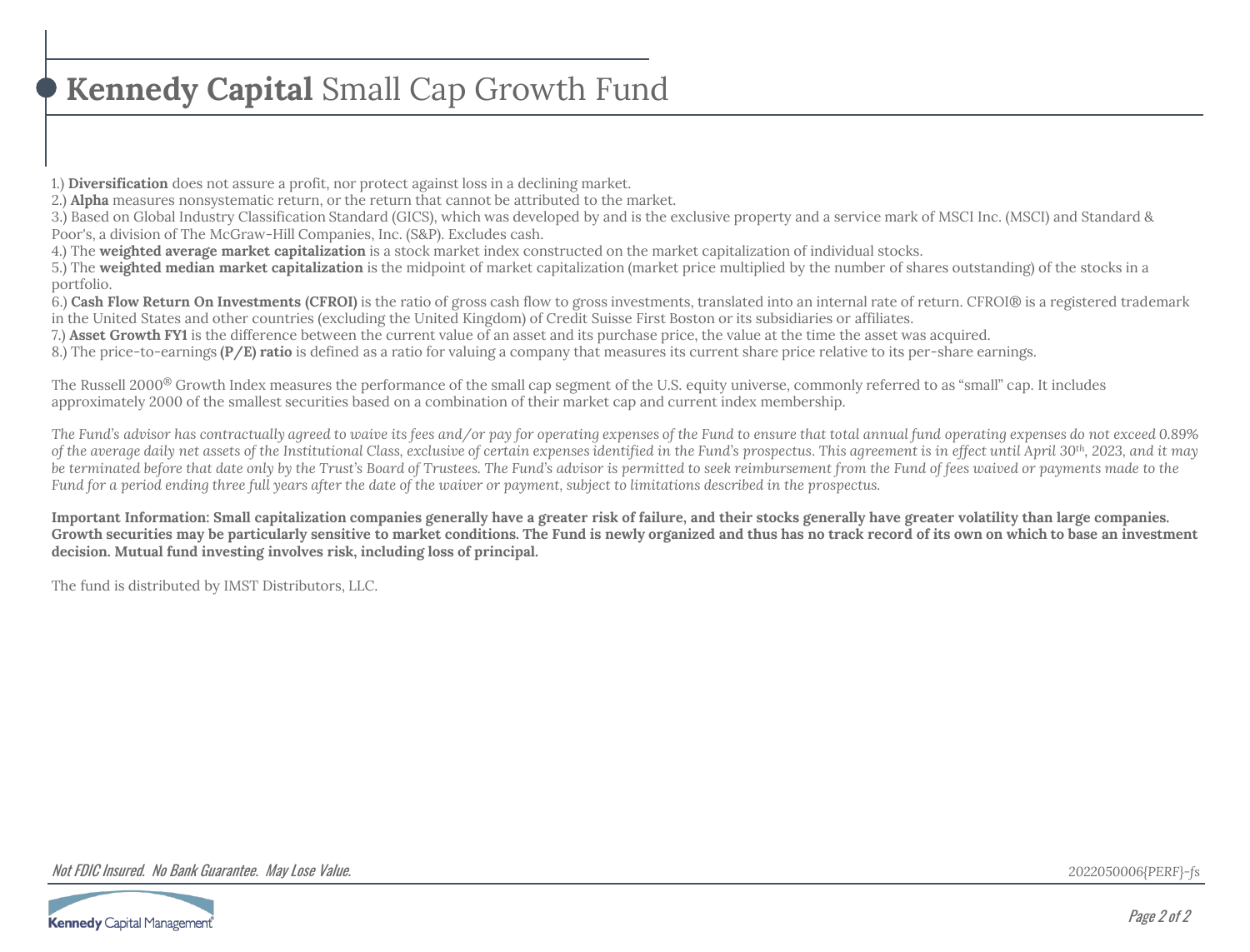# **Kennedy Capital** Small Cap Growth Fund

1.) **Diversification** does not assure a profit, nor protect against loss in a declining market.
2.) **Alpha** measures nonsystematic return, or the return that cannot be attributed to the market.
3.) Based on Global Industry Classification Standard (GICS), which was developed by and is the exclusive property and a service mark of MSCI Inc. (MSCI) and Standard & Poor's, a division of The McGraw-Hill Companies, Inc. (S&P). Excludes cash.
4.) The **weighted average market capitalization** is a stock market index constructed on the market capitalization of individual stocks.
5.) The **weighted median market capitalization** is the midpoint of market capitalization (market price multiplied by the number of shares outstanding) of the stocks in a portfolio.
6.) **Cash Flow Return On Investments (CFROI)** is the ratio of gross cash flow to gross investments, translated into an internal rate of return. CFROI® is a registered trademark in the United States and other countries (excluding the United Kingdom) of Credit Suisse First Boston or its subsidiaries or affiliates.
7.) **Asset Growth FY1** is the difference between the current value of an asset and its purchase price, the value at the time the asset was acquired.
8.) The price-to-earnings **(P/E) ratio** is defined as a ratio for valuing a company that measures its current share price relative to its per-share earnings.

The Russell 2000® Growth Index measures the performance of the small cap segment of the U.S. equity universe, commonly referred to as "small" cap. It includes approximately 2000 of the smallest securities based on a combination of their market cap and current index membership.

*The Fund's advisor has contractually agreed to waive its fees and/or pay for operating expenses of the Fund to ensure that total annual fund operating expenses do not exceed 0.89% of the average daily net assets of the Institutional Class, exclusive of certain expenses identified in the Fund's prospectus. This agreement is in effect until April 30th, 2023, and it may be terminated before that date only by the Trust's Board of Trustees. The Fund's advisor is permitted to seek reimbursement from the Fund of fees waived or payments made to the Fund for a period ending three full years after the date of the waiver or payment, subject to limitations described in the prospectus.*

**Important Information: Small capitalization companies generally have a greater risk of failure, and their stocks generally have greater volatility than large companies. Growth securities may be particularly sensitive to market conditions. The Fund is newly organized and thus has no track record of its own on which to base an investment decision. Mutual fund investing involves risk, including loss of principal.**

The fund is distributed by IMST Distributors, LLC.

*Not FDIC Insured. No Bank Guarantee. May Lose Value.*

2022050006{PERF}-fs

Kennedy Capital Management